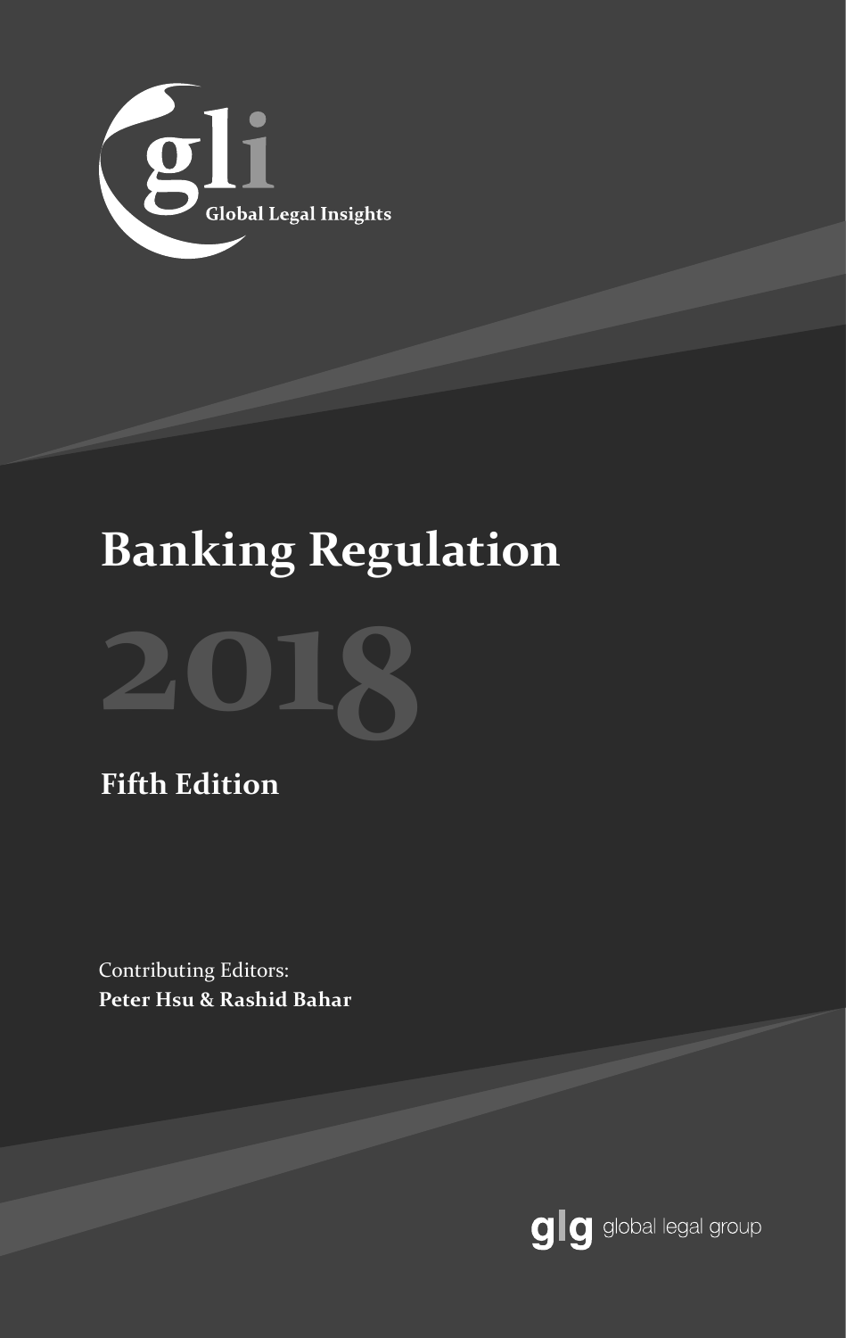gli

Global Legal Insights

# Banking Regulation

# 2018

## Fifth Edition

Contributing Editors:
**Peter Hsu & Rashid Bahar**

glg global legal group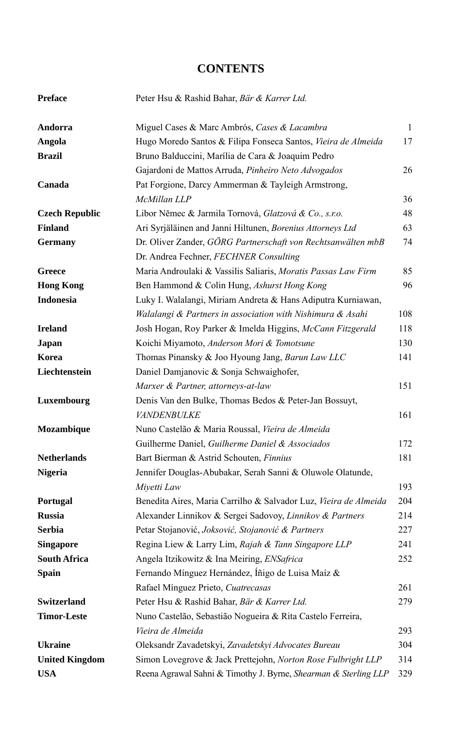# CONTENTS

| | | |
|---|---|---|
| **Preface** | Peter Hsu & Rashid Bahar, *Bär & Karrer Ltd.* | |
| **Andorra** | Miguel Cases & Marc Ambrós, *Cases & Lacambra* | 1 |
| **Angola** | Hugo Moredo Santos & Filipa Fonseca Santos, *Vieira de Almeida* | 17 |
| **Brazil** | Bruno Balduccini, Marília de Cara & Joaquim Pedro Gajardoni de Mattos Arruda, *Pinheiro Neto Advogados* | 26 |
| **Canada** | Pat Forgione, Darcy Ammerman & Tayleigh Armstrong, *McMillan LLP* | 36 |
| **Czech Republic** | Libor Němec & Jarmila Tornová, *Glatzová & Co., s.r.o.* | 48 |
| **Finland** | Ari Syrjäläinen and Janni Hiltunen, *Borenius Attorneys Ltd* | 63 |
| **Germany** | Dr. Oliver Zander, *GÖRG Partnerschaft von Rechtsanwälten mbB* Dr. Andrea Fechner, *FECHNER Consulting* | 74 |
| **Greece** | Maria Androulaki & Vassilis Saliaris, *Moratis Passas Law Firm* | 85 |
| **Hong Kong** | Ben Hammond & Colin Hung, *Ashurst Hong Kong* | 96 |
| **Indonesia** | Luky I. Walalangi, Miriam Andreta & Hans Adiputra Kurniawan, *Walalangi & Partners in association with Nishimura & Asahi* | 108 |
| **Ireland** | Josh Hogan, Roy Parker & Imelda Higgins, *McCann Fitzgerald* | 118 |
| **Japan** | Koichi Miyamoto, *Anderson Mori & Tomotsune* | 130 |
| **Korea** | Thomas Pinansky & Joo Hyoung Jang, *Barun Law LLC* | 141 |
| **Liechtenstein** | Daniel Damjanovic & Sonja Schwaighofer, *Marxer & Partner, attorneys-at-law* | 151 |
| **Luxembourg** | Denis Van den Bulke, Thomas Bedos & Peter-Jan Bossuyt, *VANDENBULKE* | 161 |
| **Mozambique** | Nuno Castelão & Maria Roussal, *Vieira de Almeida* Guilherme Daniel, *Guilherme Daniel & Associados* | 172 |
| **Netherlands** | Bart Bierman & Astrid Schouten, *Finnius* | 181 |
| **Nigeria** | Jennifer Douglas-Abubakar, Serah Sanni & Oluwole Olatunde, *Miyetti Law* | 193 |
| **Portugal** | Benedita Aires, Maria Carrilho & Salvador Luz, *Vieira de Almeida* | 204 |
| **Russia** | Alexander Linnikov & Sergei Sadovoy, *Linnikov & Partners* | 214 |
| **Serbia** | Petar Stojanović, *Joksović, Stojanović & Partners* | 227 |
| **Singapore** | Regina Liew & Larry Lim, *Rajah & Tann Singapore LLP* | 241 |
| **South Africa** | Angela Itzikowitz & Ina Meiring, *ENSafrica* | 252 |
| **Spain** | Fernando Mínguez Hernández, Íñigo de Luisa Maíz & Rafael Mínguez Prieto, *Cuatrecasas* | 261 |
| **Switzerland** | Peter Hsu & Rashid Bahar, *Bär & Karrer Ltd.* | 279 |
| **Timor-Leste** | Nuno Castelão, Sebastião Nogueira & Rita Castelo Ferreira, *Vieira de Almeida* | 293 |
| **Ukraine** | Oleksandr Zavadetskyi, *Zavadetskyi Advocates Bureau* | 304 |
| **United Kingdom** | Simon Lovegrove & Jack Prettejohn, *Norton Rose Fulbright LLP* | 314 |
| **USA** | Reena Agrawal Sahni & Timothy J. Byrne, *Shearman & Sterling LLP* | 329 |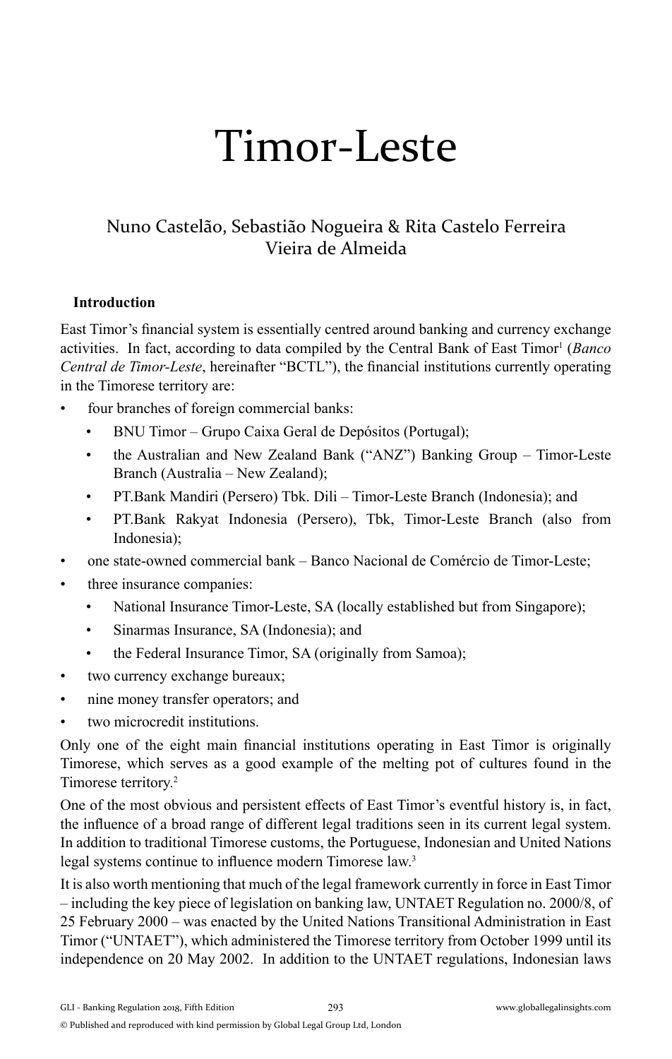# Timor-Leste

Nuno Castelão, Sebastião Nogueira & Rita Castelo Ferreira
Vieira de Almeida

## Introduction

East Timor's financial system is essentially centred around banking and currency exchange activities. In fact, according to data compiled by the Central Bank of East Timor[1] (*Banco Central de Timor-Leste*, hereinafter "BCTL"), the financial institutions currently operating in the Timorese territory are:

- four branches of foreign commercial banks:
  - BNU Timor – Grupo Caixa Geral de Depósitos (Portugal);
  - the Australian and New Zealand Bank ("ANZ") Banking Group – Timor-Leste Branch (Australia – New Zealand);
  - PT.Bank Mandiri (Persero) Tbk. Dili – Timor-Leste Branch (Indonesia); and
  - PT.Bank Rakyat Indonesia (Persero), Tbk, Timor-Leste Branch (also from Indonesia);
- one state-owned commercial bank – Banco Nacional de Comércio de Timor-Leste;
- three insurance companies:
  - National Insurance Timor-Leste, SA (locally established but from Singapore);
  - Sinarmas Insurance, SA (Indonesia); and
  - the Federal Insurance Timor, SA (originally from Samoa);
- two currency exchange bureaux;
- nine money transfer operators; and
- two microcredit institutions.

Only one of the eight main financial institutions operating in East Timor is originally Timorese, which serves as a good example of the melting pot of cultures found in the Timorese territory.[2]

One of the most obvious and persistent effects of East Timor's eventful history is, in fact, the influence of a broad range of different legal traditions seen in its current legal system. In addition to traditional Timorese customs, the Portuguese, Indonesian and United Nations legal systems continue to influence modern Timorese law.[3]

It is also worth mentioning that much of the legal framework currently in force in East Timor – including the key piece of legislation on banking law, UNTAET Regulation no. 2000/8, of 25 February 2000 – was enacted by the United Nations Transitional Administration in East Timor ("UNTAET"), which administered the Timorese territory from October 1999 until its independence on 20 May 2002. In addition to the UNTAET regulations, Indonesian laws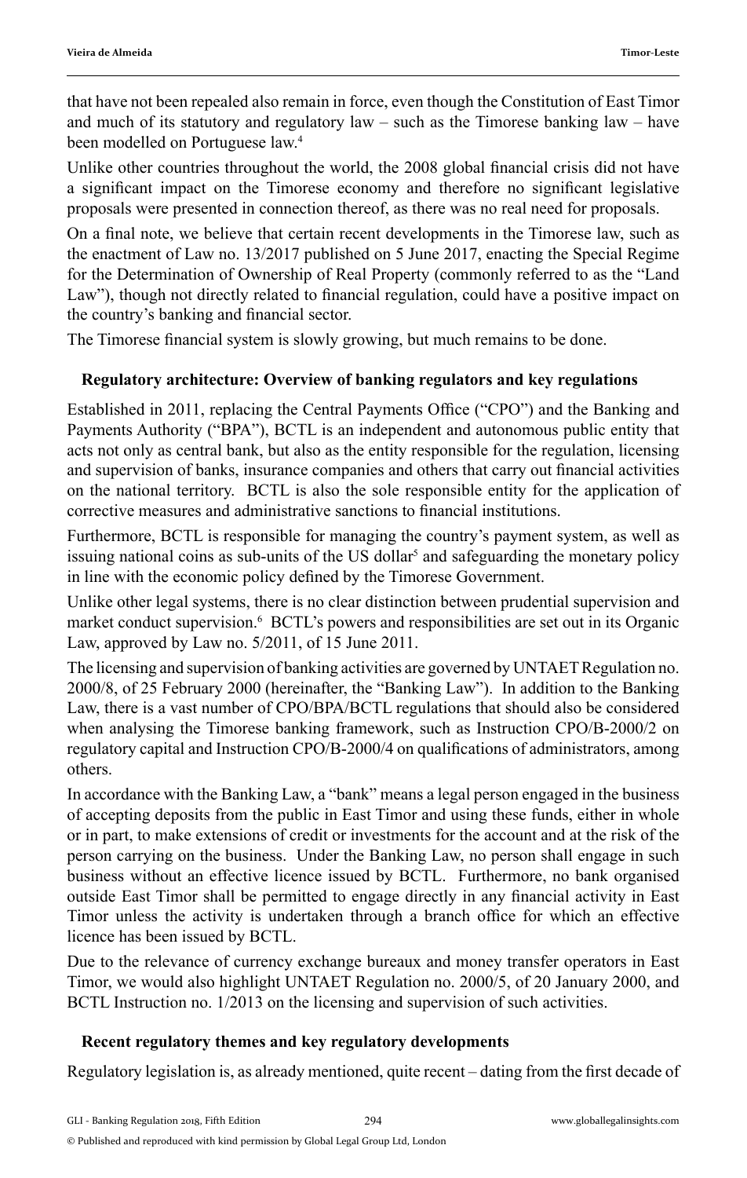that have not been repealed also remain in force, even though the Constitution of East Timor and much of its statutory and regulatory law – such as the Timorese banking law – have been modelled on Portuguese law.[4]

Unlike other countries throughout the world, the 2008 global financial crisis did not have a significant impact on the Timorese economy and therefore no significant legislative proposals were presented in connection thereof, as there was no real need for proposals.

On a final note, we believe that certain recent developments in the Timorese law, such as the enactment of Law no. 13/2017 published on 5 June 2017, enacting the Special Regime for the Determination of Ownership of Real Property (commonly referred to as the "Land Law"), though not directly related to financial regulation, could have a positive impact on the country's banking and financial sector.

The Timorese financial system is slowly growing, but much remains to be done.

## Regulatory architecture: Overview of banking regulators and key regulations

Established in 2011, replacing the Central Payments Office ("CPO") and the Banking and Payments Authority ("BPA"), BCTL is an independent and autonomous public entity that acts not only as central bank, but also as the entity responsible for the regulation, licensing and supervision of banks, insurance companies and others that carry out financial activities on the national territory. BCTL is also the sole responsible entity for the application of corrective measures and administrative sanctions to financial institutions.

Furthermore, BCTL is responsible for managing the country's payment system, as well as issuing national coins as sub-units of the US dollar[5] and safeguarding the monetary policy in line with the economic policy defined by the Timorese Government.

Unlike other legal systems, there is no clear distinction between prudential supervision and market conduct supervision.[6] BCTL's powers and responsibilities are set out in its Organic Law, approved by Law no. 5/2011, of 15 June 2011.

The licensing and supervision of banking activities are governed by UNTAET Regulation no. 2000/8, of 25 February 2000 (hereinafter, the "Banking Law"). In addition to the Banking Law, there is a vast number of CPO/BPA/BCTL regulations that should also be considered when analysing the Timorese banking framework, such as Instruction CPO/B-2000/2 on regulatory capital and Instruction CPO/B-2000/4 on qualifications of administrators, among others.

In accordance with the Banking Law, a "bank" means a legal person engaged in the business of accepting deposits from the public in East Timor and using these funds, either in whole or in part, to make extensions of credit or investments for the account and at the risk of the person carrying on the business. Under the Banking Law, no person shall engage in such business without an effective licence issued by BCTL. Furthermore, no bank organised outside East Timor shall be permitted to engage directly in any financial activity in East Timor unless the activity is undertaken through a branch office for which an effective licence has been issued by BCTL.

Due to the relevance of currency exchange bureaux and money transfer operators in East Timor, we would also highlight UNTAET Regulation no. 2000/5, of 20 January 2000, and BCTL Instruction no. 1/2013 on the licensing and supervision of such activities.

## Recent regulatory themes and key regulatory developments

Regulatory legislation is, as already mentioned, quite recent – dating from the first decade of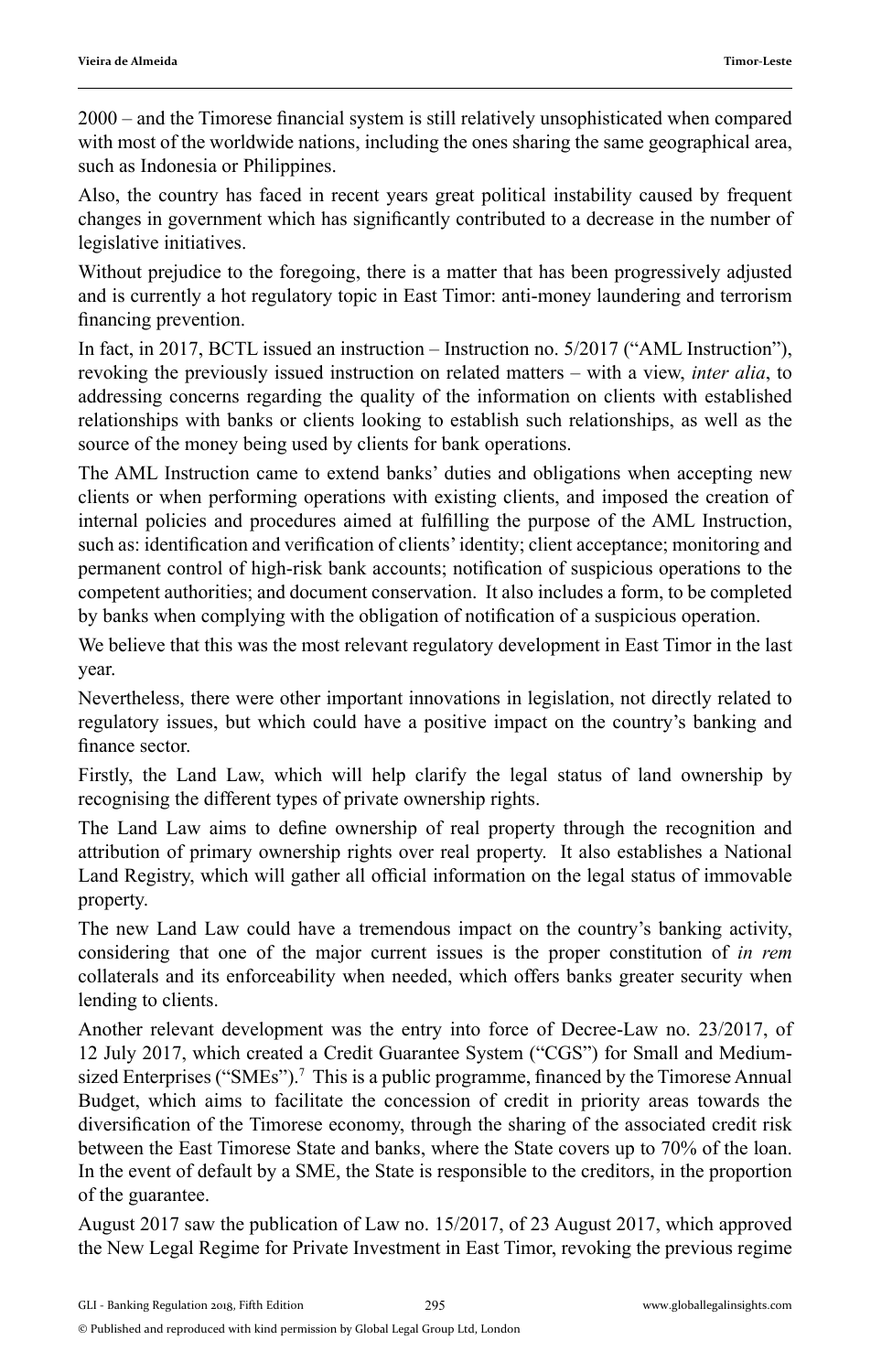2000 – and the Timorese financial system is still relatively unsophisticated when compared with most of the worldwide nations, including the ones sharing the same geographical area, such as Indonesia or Philippines.

Also, the country has faced in recent years great political instability caused by frequent changes in government which has significantly contributed to a decrease in the number of legislative initiatives.

Without prejudice to the foregoing, there is a matter that has been progressively adjusted and is currently a hot regulatory topic in East Timor: anti-money laundering and terrorism financing prevention.

In fact, in 2017, BCTL issued an instruction – Instruction no. 5/2017 ("AML Instruction"), revoking the previously issued instruction on related matters – with a view, *inter alia*, to addressing concerns regarding the quality of the information on clients with established relationships with banks or clients looking to establish such relationships, as well as the source of the money being used by clients for bank operations.

The AML Instruction came to extend banks' duties and obligations when accepting new clients or when performing operations with existing clients, and imposed the creation of internal policies and procedures aimed at fulfilling the purpose of the AML Instruction, such as: identification and verification of clients' identity; client acceptance; monitoring and permanent control of high-risk bank accounts; notification of suspicious operations to the competent authorities; and document conservation. It also includes a form, to be completed by banks when complying with the obligation of notification of a suspicious operation.

We believe that this was the most relevant regulatory development in East Timor in the last year.

Nevertheless, there were other important innovations in legislation, not directly related to regulatory issues, but which could have a positive impact on the country's banking and finance sector.

Firstly, the Land Law, which will help clarify the legal status of land ownership by recognising the different types of private ownership rights.

The Land Law aims to define ownership of real property through the recognition and attribution of primary ownership rights over real property. It also establishes a National Land Registry, which will gather all official information on the legal status of immovable property.

The new Land Law could have a tremendous impact on the country's banking activity, considering that one of the major current issues is the proper constitution of *in rem* collaterals and its enforceability when needed, which offers banks greater security when lending to clients.

Another relevant development was the entry into force of Decree-Law no. 23/2017, of 12 July 2017, which created a Credit Guarantee System ("CGS") for Small and Medium-sized Enterprises ("SMEs").[7] This is a public programme, financed by the Timorese Annual Budget, which aims to facilitate the concession of credit in priority areas towards the diversification of the Timorese economy, through the sharing of the associated credit risk between the East Timorese State and banks, where the State covers up to 70% of the loan. In the event of default by a SME, the State is responsible to the creditors, in the proportion of the guarantee.

August 2017 saw the publication of Law no. 15/2017, of 23 August 2017, which approved the New Legal Regime for Private Investment in East Timor, revoking the previous regime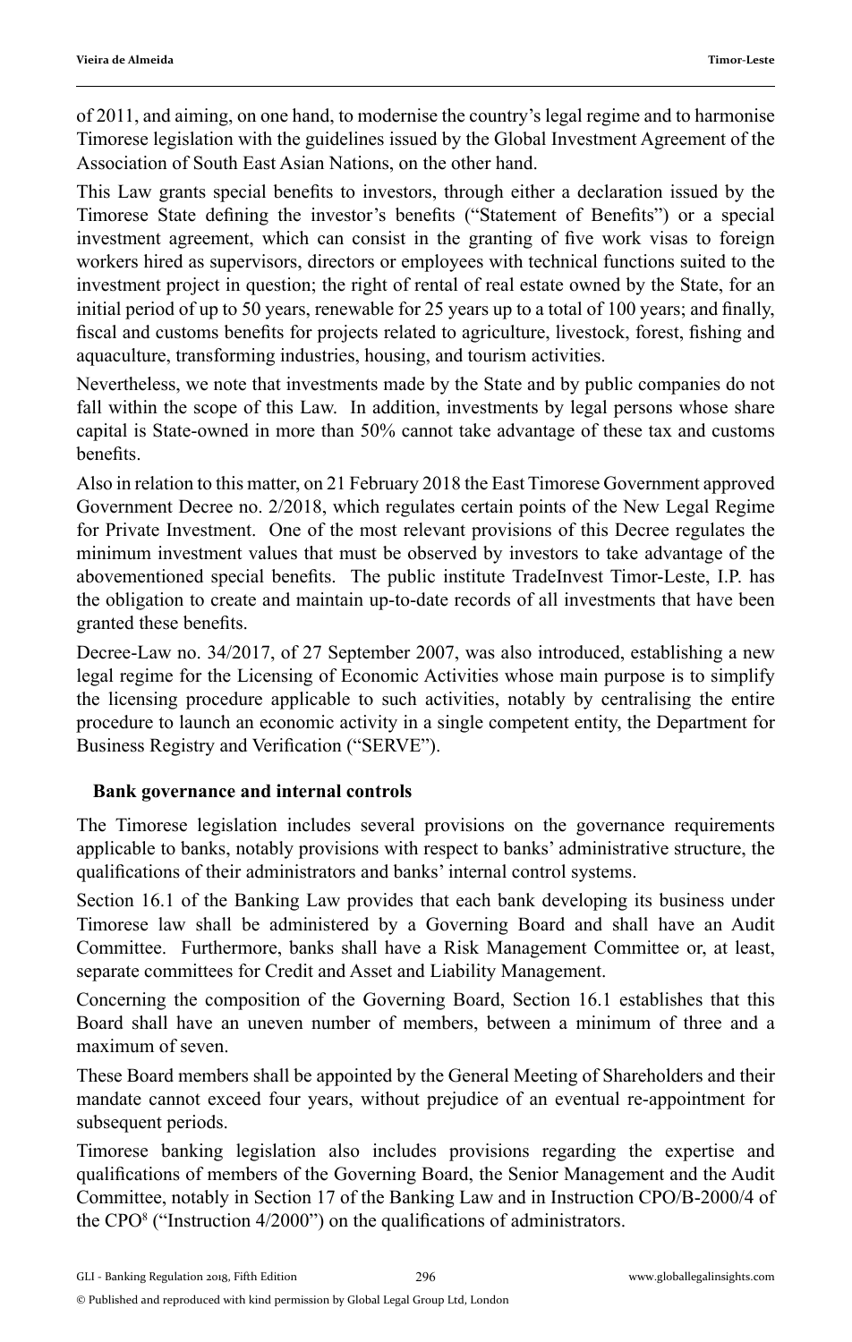of 2011, and aiming, on one hand, to modernise the country's legal regime and to harmonise Timorese legislation with the guidelines issued by the Global Investment Agreement of the Association of South East Asian Nations, on the other hand.

This Law grants special benefits to investors, through either a declaration issued by the Timorese State defining the investor's benefits ("Statement of Benefits") or a special investment agreement, which can consist in the granting of five work visas to foreign workers hired as supervisors, directors or employees with technical functions suited to the investment project in question; the right of rental of real estate owned by the State, for an initial period of up to 50 years, renewable for 25 years up to a total of 100 years; and finally, fiscal and customs benefits for projects related to agriculture, livestock, forest, fishing and aquaculture, transforming industries, housing, and tourism activities.

Nevertheless, we note that investments made by the State and by public companies do not fall within the scope of this Law. In addition, investments by legal persons whose share capital is State-owned in more than 50% cannot take advantage of these tax and customs benefits.

Also in relation to this matter, on 21 February 2018 the East Timorese Government approved Government Decree no. 2/2018, which regulates certain points of the New Legal Regime for Private Investment. One of the most relevant provisions of this Decree regulates the minimum investment values that must be observed by investors to take advantage of the abovementioned special benefits. The public institute TradeInvest Timor-Leste, I.P. has the obligation to create and maintain up-to-date records of all investments that have been granted these benefits.

Decree-Law no. 34/2017, of 27 September 2007, was also introduced, establishing a new legal regime for the Licensing of Economic Activities whose main purpose is to simplify the licensing procedure applicable to such activities, notably by centralising the entire procedure to launch an economic activity in a single competent entity, the Department for Business Registry and Verification ("SERVE").

## Bank governance and internal controls

The Timorese legislation includes several provisions on the governance requirements applicable to banks, notably provisions with respect to banks' administrative structure, the qualifications of their administrators and banks' internal control systems.

Section 16.1 of the Banking Law provides that each bank developing its business under Timorese law shall be administered by a Governing Board and shall have an Audit Committee. Furthermore, banks shall have a Risk Management Committee or, at least, separate committees for Credit and Asset and Liability Management.

Concerning the composition of the Governing Board, Section 16.1 establishes that this Board shall have an uneven number of members, between a minimum of three and a maximum of seven.

These Board members shall be appointed by the General Meeting of Shareholders and their mandate cannot exceed four years, without prejudice of an eventual re-appointment for subsequent periods.

Timorese banking legislation also includes provisions regarding the expertise and qualifications of members of the Governing Board, the Senior Management and the Audit Committee, notably in Section 17 of the Banking Law and in Instruction CPO/B-2000/4 of the CPO[8] ("Instruction 4/2000") on the qualifications of administrators.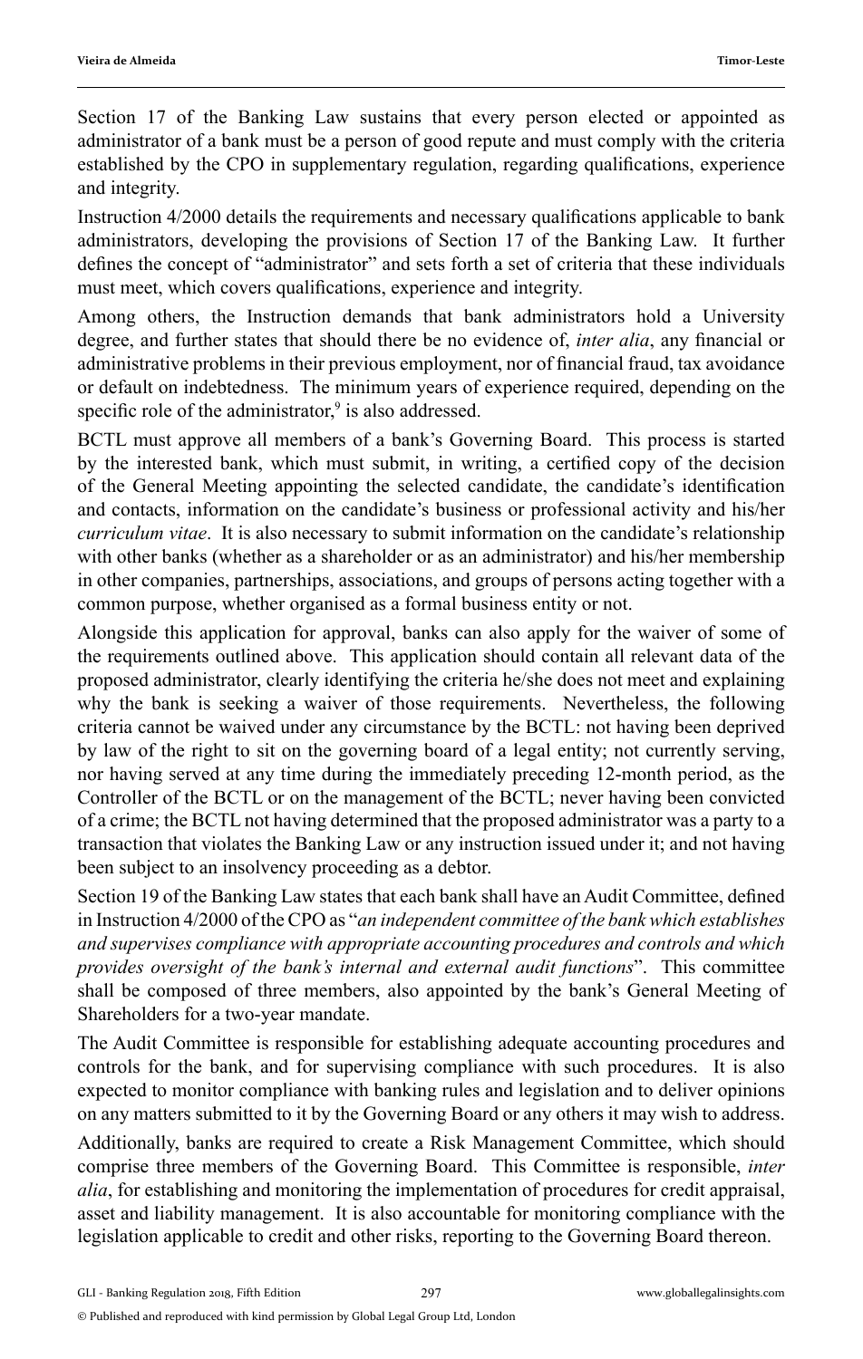Section 17 of the Banking Law sustains that every person elected or appointed as administrator of a bank must be a person of good repute and must comply with the criteria established by the CPO in supplementary regulation, regarding qualifications, experience and integrity.

Instruction 4/2000 details the requirements and necessary qualifications applicable to bank administrators, developing the provisions of Section 17 of the Banking Law. It further defines the concept of "administrator" and sets forth a set of criteria that these individuals must meet, which covers qualifications, experience and integrity.

Among others, the Instruction demands that bank administrators hold a University degree, and further states that should there be no evidence of, *inter alia*, any financial or administrative problems in their previous employment, nor of financial fraud, tax avoidance or default on indebtedness. The minimum years of experience required, depending on the specific role of the administrator,[9] is also addressed.

BCTL must approve all members of a bank's Governing Board. This process is started by the interested bank, which must submit, in writing, a certified copy of the decision of the General Meeting appointing the selected candidate, the candidate's identification and contacts, information on the candidate's business or professional activity and his/her *curriculum vitae*. It is also necessary to submit information on the candidate's relationship with other banks (whether as a shareholder or as an administrator) and his/her membership in other companies, partnerships, associations, and groups of persons acting together with a common purpose, whether organised as a formal business entity or not.

Alongside this application for approval, banks can also apply for the waiver of some of the requirements outlined above. This application should contain all relevant data of the proposed administrator, clearly identifying the criteria he/she does not meet and explaining why the bank is seeking a waiver of those requirements. Nevertheless, the following criteria cannot be waived under any circumstance by the BCTL: not having been deprived by law of the right to sit on the governing board of a legal entity; not currently serving, nor having served at any time during the immediately preceding 12-month period, as the Controller of the BCTL or on the management of the BCTL; never having been convicted of a crime; the BCTL not having determined that the proposed administrator was a party to a transaction that violates the Banking Law or any instruction issued under it; and not having been subject to an insolvency proceeding as a debtor.

Section 19 of the Banking Law states that each bank shall have an Audit Committee, defined in Instruction 4/2000 of the CPO as "*an independent committee of the bank which establishes and supervises compliance with appropriate accounting procedures and controls and which provides oversight of the bank's internal and external audit functions*". This committee shall be composed of three members, also appointed by the bank's General Meeting of Shareholders for a two-year mandate.

The Audit Committee is responsible for establishing adequate accounting procedures and controls for the bank, and for supervising compliance with such procedures. It is also expected to monitor compliance with banking rules and legislation and to deliver opinions on any matters submitted to it by the Governing Board or any others it may wish to address.

Additionally, banks are required to create a Risk Management Committee, which should comprise three members of the Governing Board. This Committee is responsible, *inter alia*, for establishing and monitoring the implementation of procedures for credit appraisal, asset and liability management. It is also accountable for monitoring compliance with the legislation applicable to credit and other risks, reporting to the Governing Board thereon.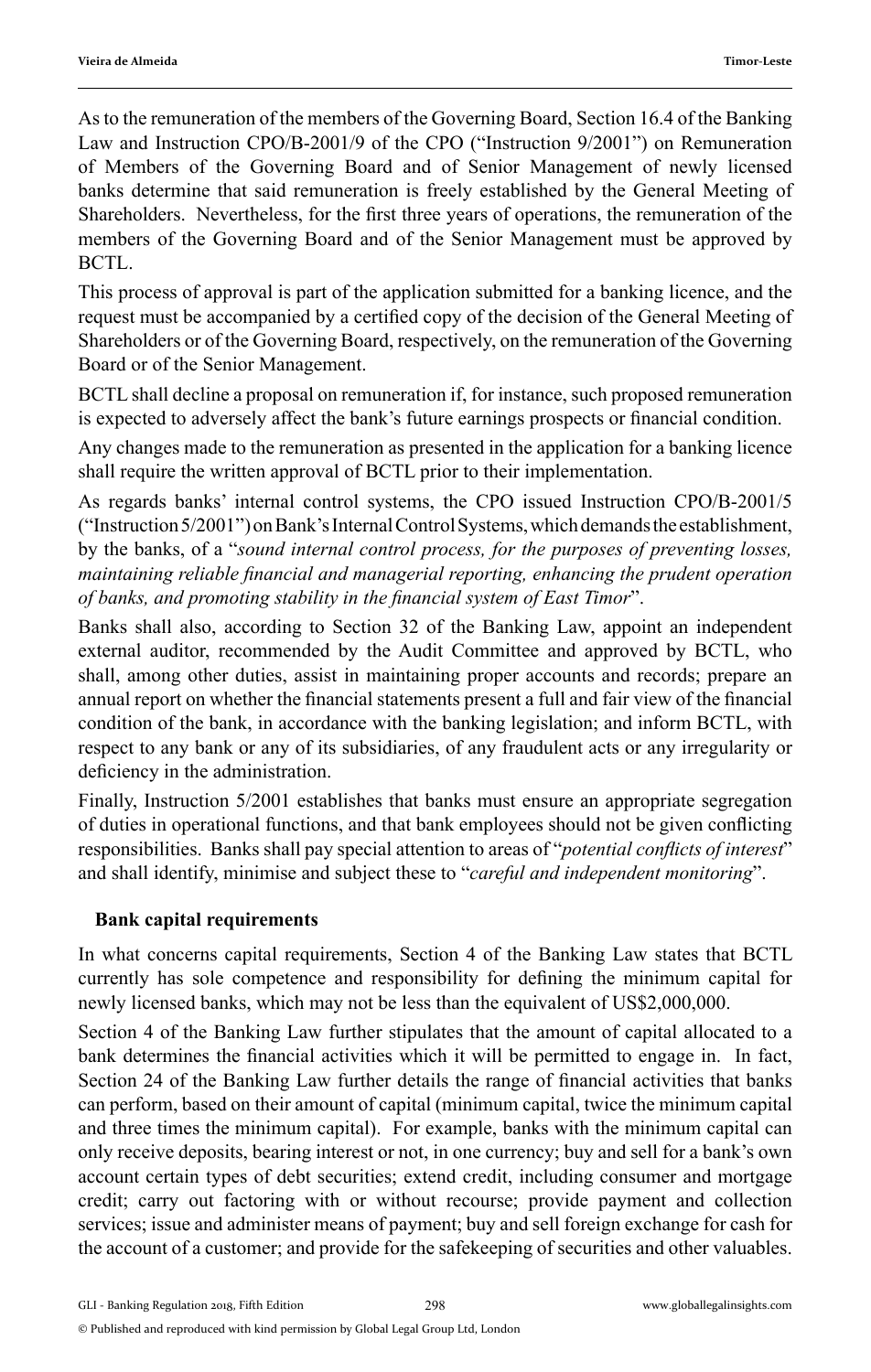As to the remuneration of the members of the Governing Board, Section 16.4 of the Banking Law and Instruction CPO/B-2001/9 of the CPO ("Instruction 9/2001") on Remuneration of Members of the Governing Board and of Senior Management of newly licensed banks determine that said remuneration is freely established by the General Meeting of Shareholders. Nevertheless, for the first three years of operations, the remuneration of the members of the Governing Board and of the Senior Management must be approved by BCTL.

This process of approval is part of the application submitted for a banking licence, and the request must be accompanied by a certified copy of the decision of the General Meeting of Shareholders or of the Governing Board, respectively, on the remuneration of the Governing Board or of the Senior Management.

BCTL shall decline a proposal on remuneration if, for instance, such proposed remuneration is expected to adversely affect the bank's future earnings prospects or financial condition.

Any changes made to the remuneration as presented in the application for a banking licence shall require the written approval of BCTL prior to their implementation.

As regards banks' internal control systems, the CPO issued Instruction CPO/B-2001/5 ("Instruction 5/2001") on Bank's Internal Control Systems, which demands the establishment, by the banks, of a "*sound internal control process, for the purposes of preventing losses, maintaining reliable financial and managerial reporting, enhancing the prudent operation of banks, and promoting stability in the financial system of East Timor*".

Banks shall also, according to Section 32 of the Banking Law, appoint an independent external auditor, recommended by the Audit Committee and approved by BCTL, who shall, among other duties, assist in maintaining proper accounts and records; prepare an annual report on whether the financial statements present a full and fair view of the financial condition of the bank, in accordance with the banking legislation; and inform BCTL, with respect to any bank or any of its subsidiaries, of any fraudulent acts or any irregularity or deficiency in the administration.

Finally, Instruction 5/2001 establishes that banks must ensure an appropriate segregation of duties in operational functions, and that bank employees should not be given conflicting responsibilities. Banks shall pay special attention to areas of "*potential conflicts of interest*" and shall identify, minimise and subject these to "*careful and independent monitoring*".

## Bank capital requirements

In what concerns capital requirements, Section 4 of the Banking Law states that BCTL currently has sole competence and responsibility for defining the minimum capital for newly licensed banks, which may not be less than the equivalent of US$2,000,000.

Section 4 of the Banking Law further stipulates that the amount of capital allocated to a bank determines the financial activities which it will be permitted to engage in. In fact, Section 24 of the Banking Law further details the range of financial activities that banks can perform, based on their amount of capital (minimum capital, twice the minimum capital and three times the minimum capital). For example, banks with the minimum capital can only receive deposits, bearing interest or not, in one currency; buy and sell for a bank's own account certain types of debt securities; extend credit, including consumer and mortgage credit; carry out factoring with or without recourse; provide payment and collection services; issue and administer means of payment; buy and sell foreign exchange for cash for the account of a customer; and provide for the safekeeping of securities and other valuables.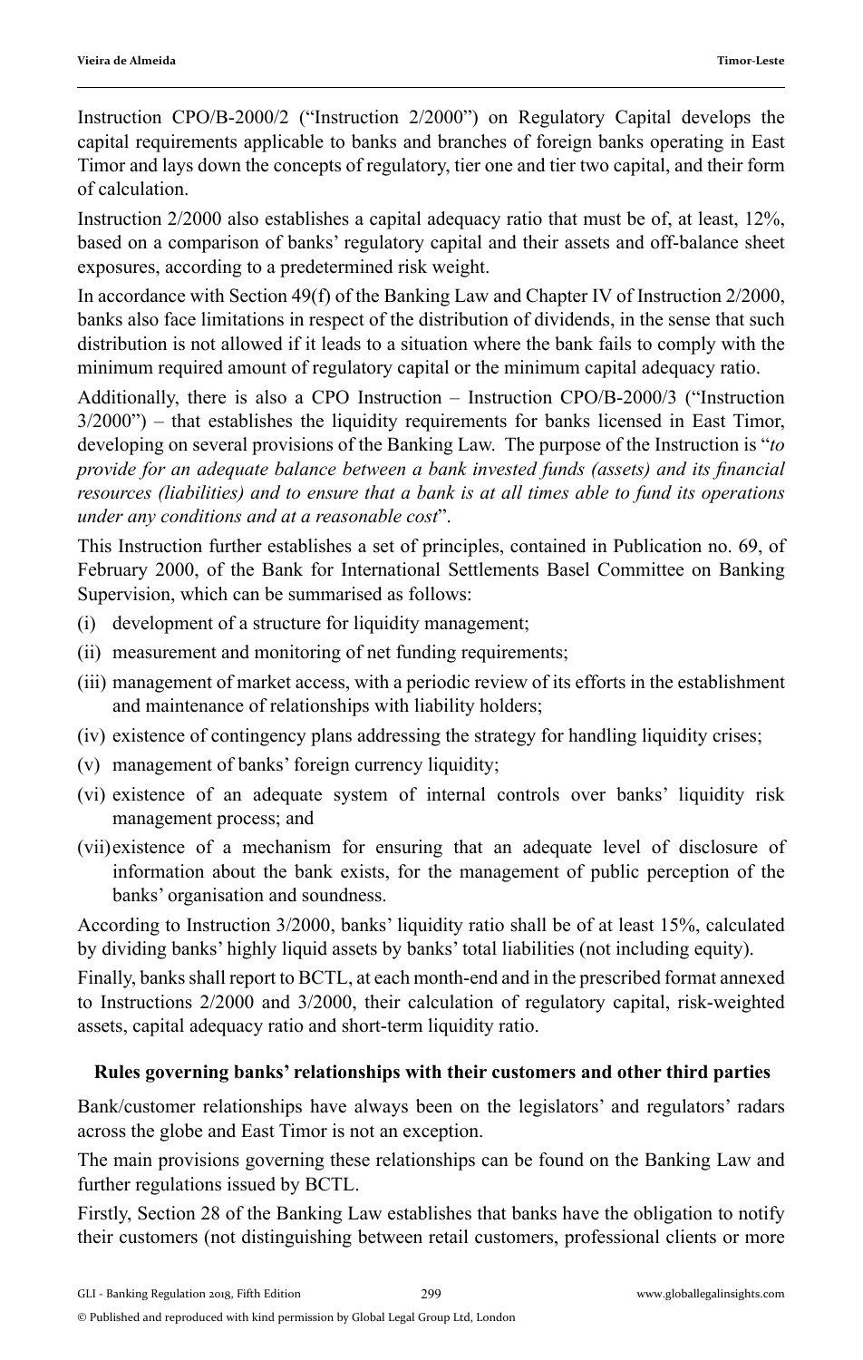Instruction CPO/B-2000/2 ("Instruction 2/2000") on Regulatory Capital develops the capital requirements applicable to banks and branches of foreign banks operating in East Timor and lays down the concepts of regulatory, tier one and tier two capital, and their form of calculation.

Instruction 2/2000 also establishes a capital adequacy ratio that must be of, at least, 12%, based on a comparison of banks' regulatory capital and their assets and off-balance sheet exposures, according to a predetermined risk weight.

In accordance with Section 49(f) of the Banking Law and Chapter IV of Instruction 2/2000, banks also face limitations in respect of the distribution of dividends, in the sense that such distribution is not allowed if it leads to a situation where the bank fails to comply with the minimum required amount of regulatory capital or the minimum capital adequacy ratio.

Additionally, there is also a CPO Instruction – Instruction CPO/B-2000/3 ("Instruction 3/2000") – that establishes the liquidity requirements for banks licensed in East Timor, developing on several provisions of the Banking Law. The purpose of the Instruction is "*to provide for an adequate balance between a bank invested funds (assets) and its financial resources (liabilities) and to ensure that a bank is at all times able to fund its operations under any conditions and at a reasonable cost*".

This Instruction further establishes a set of principles, contained in Publication no. 69, of February 2000, of the Bank for International Settlements Basel Committee on Banking Supervision, which can be summarised as follows:

(i) development of a structure for liquidity management;

(ii) measurement and monitoring of net funding requirements;

(iii) management of market access, with a periodic review of its efforts in the establishment and maintenance of relationships with liability holders;

(iv) existence of contingency plans addressing the strategy for handling liquidity crises;

(v) management of banks' foreign currency liquidity;

(vi) existence of an adequate system of internal controls over banks' liquidity risk management process; and

(vii) existence of a mechanism for ensuring that an adequate level of disclosure of information about the bank exists, for the management of public perception of the banks' organisation and soundness.

According to Instruction 3/2000, banks' liquidity ratio shall be of at least 15%, calculated by dividing banks' highly liquid assets by banks' total liabilities (not including equity).

Finally, banks shall report to BCTL, at each month-end and in the prescribed format annexed to Instructions 2/2000 and 3/2000, their calculation of regulatory capital, risk-weighted assets, capital adequacy ratio and short-term liquidity ratio.

## Rules governing banks' relationships with their customers and other third parties

Bank/customer relationships have always been on the legislators' and regulators' radars across the globe and East Timor is not an exception.

The main provisions governing these relationships can be found on the Banking Law and further regulations issued by BCTL.

Firstly, Section 28 of the Banking Law establishes that banks have the obligation to notify their customers (not distinguishing between retail customers, professional clients or more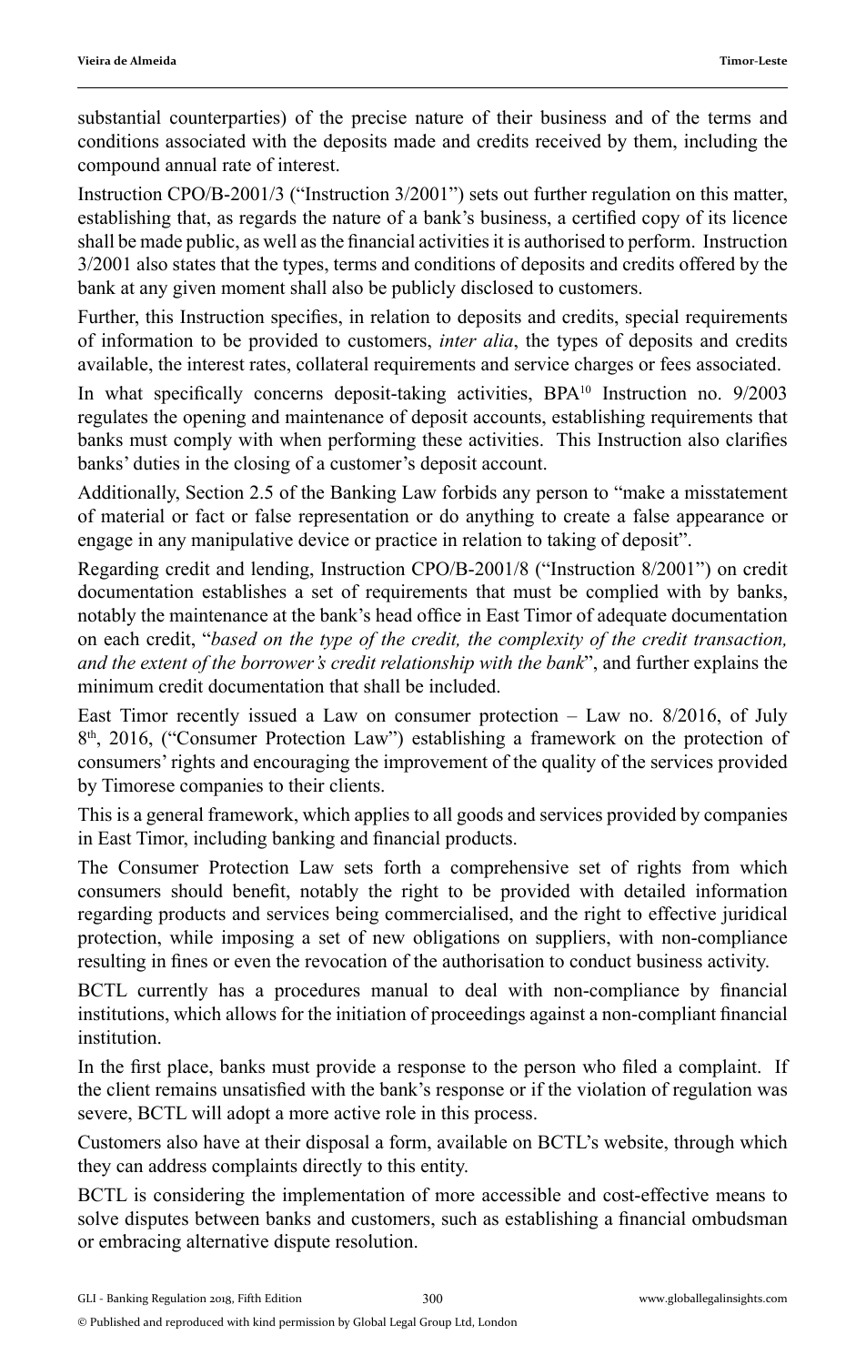substantial counterparties) of the precise nature of their business and of the terms and conditions associated with the deposits made and credits received by them, including the compound annual rate of interest.

Instruction CPO/B-2001/3 ("Instruction 3/2001") sets out further regulation on this matter, establishing that, as regards the nature of a bank's business, a certified copy of its licence shall be made public, as well as the financial activities it is authorised to perform. Instruction 3/2001 also states that the types, terms and conditions of deposits and credits offered by the bank at any given moment shall also be publicly disclosed to customers.

Further, this Instruction specifies, in relation to deposits and credits, special requirements of information to be provided to customers, *inter alia*, the types of deposits and credits available, the interest rates, collateral requirements and service charges or fees associated.

In what specifically concerns deposit-taking activities, BPA[10] Instruction no. 9/2003 regulates the opening and maintenance of deposit accounts, establishing requirements that banks must comply with when performing these activities. This Instruction also clarifies banks' duties in the closing of a customer's deposit account.

Additionally, Section 2.5 of the Banking Law forbids any person to "make a misstatement of material or fact or false representation or do anything to create a false appearance or engage in any manipulative device or practice in relation to taking of deposit".

Regarding credit and lending, Instruction CPO/B-2001/8 ("Instruction 8/2001") on credit documentation establishes a set of requirements that must be complied with by banks, notably the maintenance at the bank's head office in East Timor of adequate documentation on each credit, "*based on the type of the credit, the complexity of the credit transaction, and the extent of the borrower's credit relationship with the bank*", and further explains the minimum credit documentation that shall be included.

East Timor recently issued a Law on consumer protection – Law no. 8/2016, of July 8th, 2016, ("Consumer Protection Law") establishing a framework on the protection of consumers' rights and encouraging the improvement of the quality of the services provided by Timorese companies to their clients.

This is a general framework, which applies to all goods and services provided by companies in East Timor, including banking and financial products.

The Consumer Protection Law sets forth a comprehensive set of rights from which consumers should benefit, notably the right to be provided with detailed information regarding products and services being commercialised, and the right to effective juridical protection, while imposing a set of new obligations on suppliers, with non-compliance resulting in fines or even the revocation of the authorisation to conduct business activity.

BCTL currently has a procedures manual to deal with non-compliance by financial institutions, which allows for the initiation of proceedings against a non-compliant financial institution.

In the first place, banks must provide a response to the person who filed a complaint. If the client remains unsatisfied with the bank's response or if the violation of regulation was severe, BCTL will adopt a more active role in this process.

Customers also have at their disposal a form, available on BCTL's website, through which they can address complaints directly to this entity.

BCTL is considering the implementation of more accessible and cost-effective means to solve disputes between banks and customers, such as establishing a financial ombudsman or embracing alternative dispute resolution.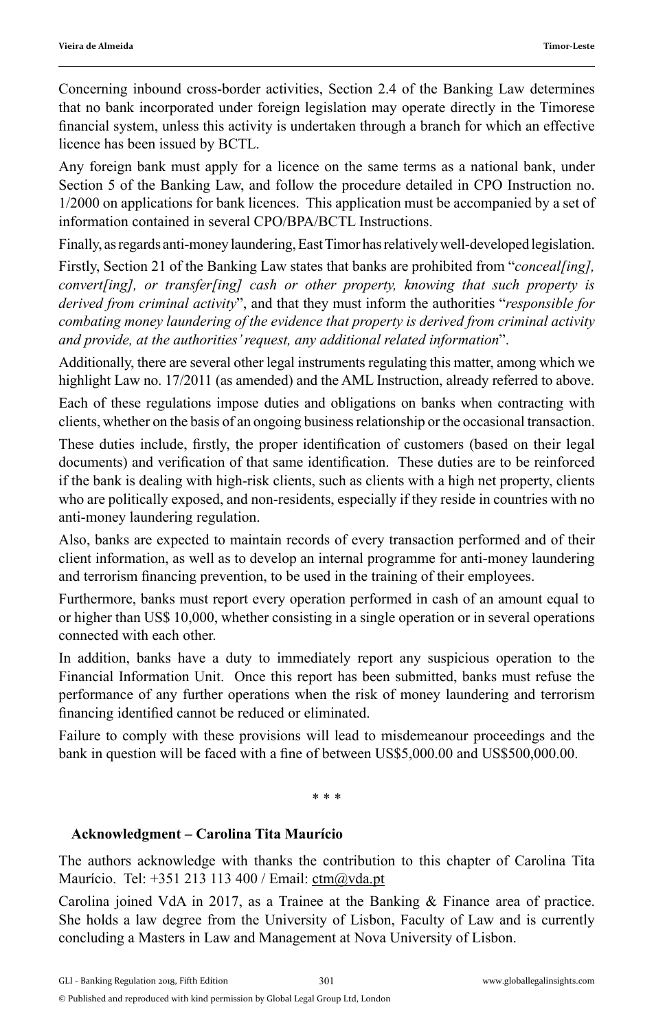Concerning inbound cross-border activities, Section 2.4 of the Banking Law determines that no bank incorporated under foreign legislation may operate directly in the Timorese financial system, unless this activity is undertaken through a branch for which an effective licence has been issued by BCTL.

Any foreign bank must apply for a licence on the same terms as a national bank, under Section 5 of the Banking Law, and follow the procedure detailed in CPO Instruction no. 1/2000 on applications for bank licences. This application must be accompanied by a set of information contained in several CPO/BPA/BCTL Instructions.

Finally, as regards anti-money laundering, East Timor has relatively well-developed legislation.

Firstly, Section 21 of the Banking Law states that banks are prohibited from "*conceal[ing], convert[ing], or transfer[ing] cash or other property, knowing that such property is derived from criminal activity*", and that they must inform the authorities "*responsible for combating money laundering of the evidence that property is derived from criminal activity and provide, at the authorities' request, any additional related information*".

Additionally, there are several other legal instruments regulating this matter, among which we highlight Law no. 17/2011 (as amended) and the AML Instruction, already referred to above.

Each of these regulations impose duties and obligations on banks when contracting with clients, whether on the basis of an ongoing business relationship or the occasional transaction.

These duties include, firstly, the proper identification of customers (based on their legal documents) and verification of that same identification. These duties are to be reinforced if the bank is dealing with high-risk clients, such as clients with a high net property, clients who are politically exposed, and non-residents, especially if they reside in countries with no anti-money laundering regulation.

Also, banks are expected to maintain records of every transaction performed and of their client information, as well as to develop an internal programme for anti-money laundering and terrorism financing prevention, to be used in the training of their employees.

Furthermore, banks must report every operation performed in cash of an amount equal to or higher than US$ 10,000, whether consisting in a single operation or in several operations connected with each other.

In addition, banks have a duty to immediately report any suspicious operation to the Financial Information Unit. Once this report has been submitted, banks must refuse the performance of any further operations when the risk of money laundering and terrorism financing identified cannot be reduced or eliminated.

Failure to comply with these provisions will lead to misdemeanour proceedings and the bank in question will be faced with a fine of between US$5,000.00 and US$500,000.00.

\* \* \*

**Acknowledgment – Carolina Tita Maurício**

The authors acknowledge with thanks the contribution to this chapter of Carolina Tita Maurício. Tel: +351 213 113 400 / Email: ctm@vda.pt

Carolina joined VdA in 2017, as a Trainee at the Banking & Finance area of practice. She holds a law degree from the University of Lisbon, Faculty of Law and is currently concluding a Masters in Law and Management at Nova University of Lisbon.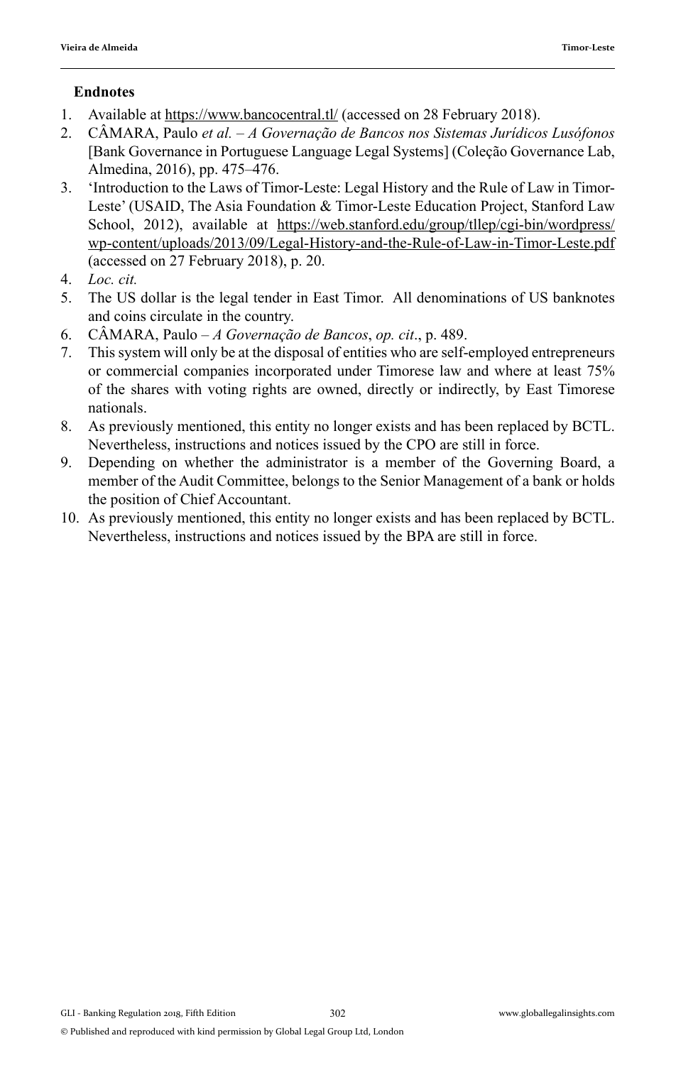**Endnotes**

1. Available at https://www.bancocentral.tl/ (accessed on 28 February 2018).
2. CÂMARA, Paulo *et al. – A Governação de Bancos nos Sistemas Jurídicos Lusófonos* [Bank Governance in Portuguese Language Legal Systems] (Coleção Governance Lab, Almedina, 2016), pp. 475–476.
3. 'Introduction to the Laws of Timor-Leste: Legal History and the Rule of Law in Timor-Leste' (USAID, The Asia Foundation & Timor-Leste Education Project, Stanford Law School, 2012), available at https://web.stanford.edu/group/tllep/cgi-bin/wordpress/wp-content/uploads/2013/09/Legal-History-and-the-Rule-of-Law-in-Timor-Leste.pdf (accessed on 27 February 2018), p. 20.
4. *Loc. cit.*
5. The US dollar is the legal tender in East Timor. All denominations of US banknotes and coins circulate in the country.
6. CÂMARA, Paulo – *A Governação de Bancos*, *op. cit*., p. 489.
7. This system will only be at the disposal of entities who are self-employed entrepreneurs or commercial companies incorporated under Timorese law and where at least 75% of the shares with voting rights are owned, directly or indirectly, by East Timorese nationals.
8. As previously mentioned, this entity no longer exists and has been replaced by BCTL. Nevertheless, instructions and notices issued by the CPO are still in force.
9. Depending on whether the administrator is a member of the Governing Board, a member of the Audit Committee, belongs to the Senior Management of a bank or holds the position of Chief Accountant.
10. As previously mentioned, this entity no longer exists and has been replaced by BCTL. Nevertheless, instructions and notices issued by the BPA are still in force.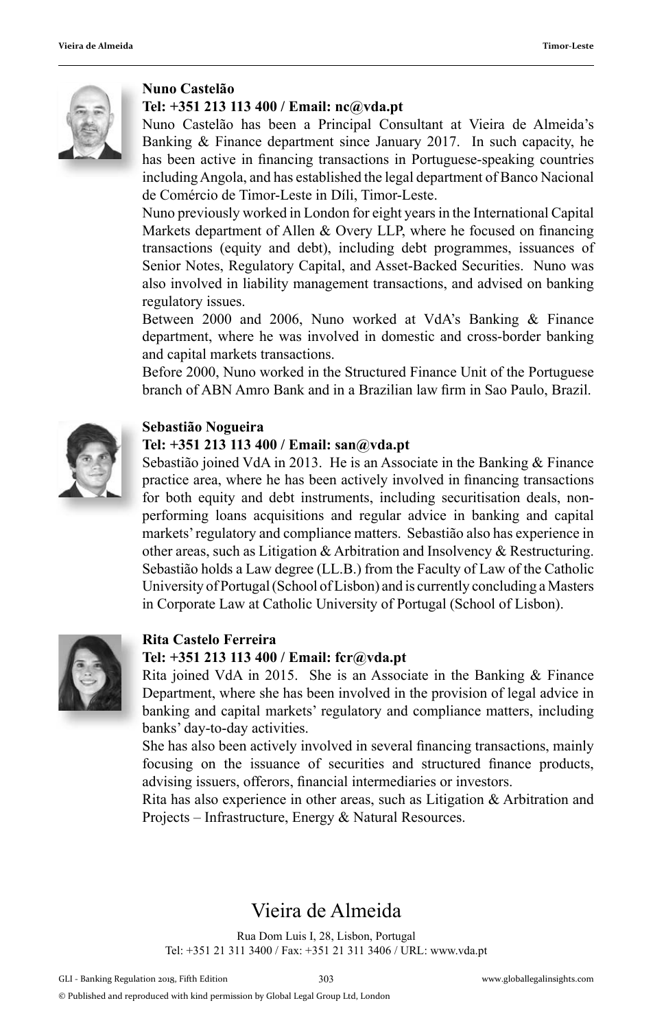**Nuno Castelão**

**Tel: +351 213 113 400 / Email: nc@vda.pt**

Nuno Castelão has been a Principal Consultant at Vieira de Almeida's Banking & Finance department since January 2017. In such capacity, he has been active in financing transactions in Portuguese-speaking countries including Angola, and has established the legal department of Banco Nacional de Comércio de Timor-Leste in Díli, Timor-Leste.

Nuno previously worked in London for eight years in the International Capital Markets department of Allen & Overy LLP, where he focused on financing transactions (equity and debt), including debt programmes, issuances of Senior Notes, Regulatory Capital, and Asset-Backed Securities. Nuno was also involved in liability management transactions, and advised on banking regulatory issues.

Between 2000 and 2006, Nuno worked at VdA's Banking & Finance department, where he was involved in domestic and cross-border banking and capital markets transactions.

Before 2000, Nuno worked in the Structured Finance Unit of the Portuguese branch of ABN Amro Bank and in a Brazilian law firm in Sao Paulo, Brazil.

**Sebastião Nogueira**

**Tel: +351 213 113 400 / Email: san@vda.pt**

Sebastião joined VdA in 2013. He is an Associate in the Banking & Finance practice area, where he has been actively involved in financing transactions for both equity and debt instruments, including securitisation deals, non-performing loans acquisitions and regular advice in banking and capital markets' regulatory and compliance matters. Sebastião also has experience in other areas, such as Litigation & Arbitration and Insolvency & Restructuring. Sebastião holds a Law degree (LL.B.) from the Faculty of Law of the Catholic University of Portugal (School of Lisbon) and is currently concluding a Masters in Corporate Law at Catholic University of Portugal (School of Lisbon).

**Rita Castelo Ferreira**

**Tel: +351 213 113 400 / Email: fcr@vda.pt**

Rita joined VdA in 2015. She is an Associate in the Banking & Finance Department, where she has been involved in the provision of legal advice in banking and capital markets' regulatory and compliance matters, including banks' day-to-day activities.

She has also been actively involved in several financing transactions, mainly focusing on the issuance of securities and structured finance products, advising issuers, offerors, financial intermediaries or investors.

Rita has also experience in other areas, such as Litigation & Arbitration and Projects – Infrastructure, Energy & Natural Resources.

## Vieira de Almeida

Rua Dom Luis I, 28, Lisbon, Portugal
Tel: +351 21 311 3400 / Fax: +351 21 311 3406 / URL: www.vda.pt

© Published and reproduced with kind permission by Global Legal Group Ltd, London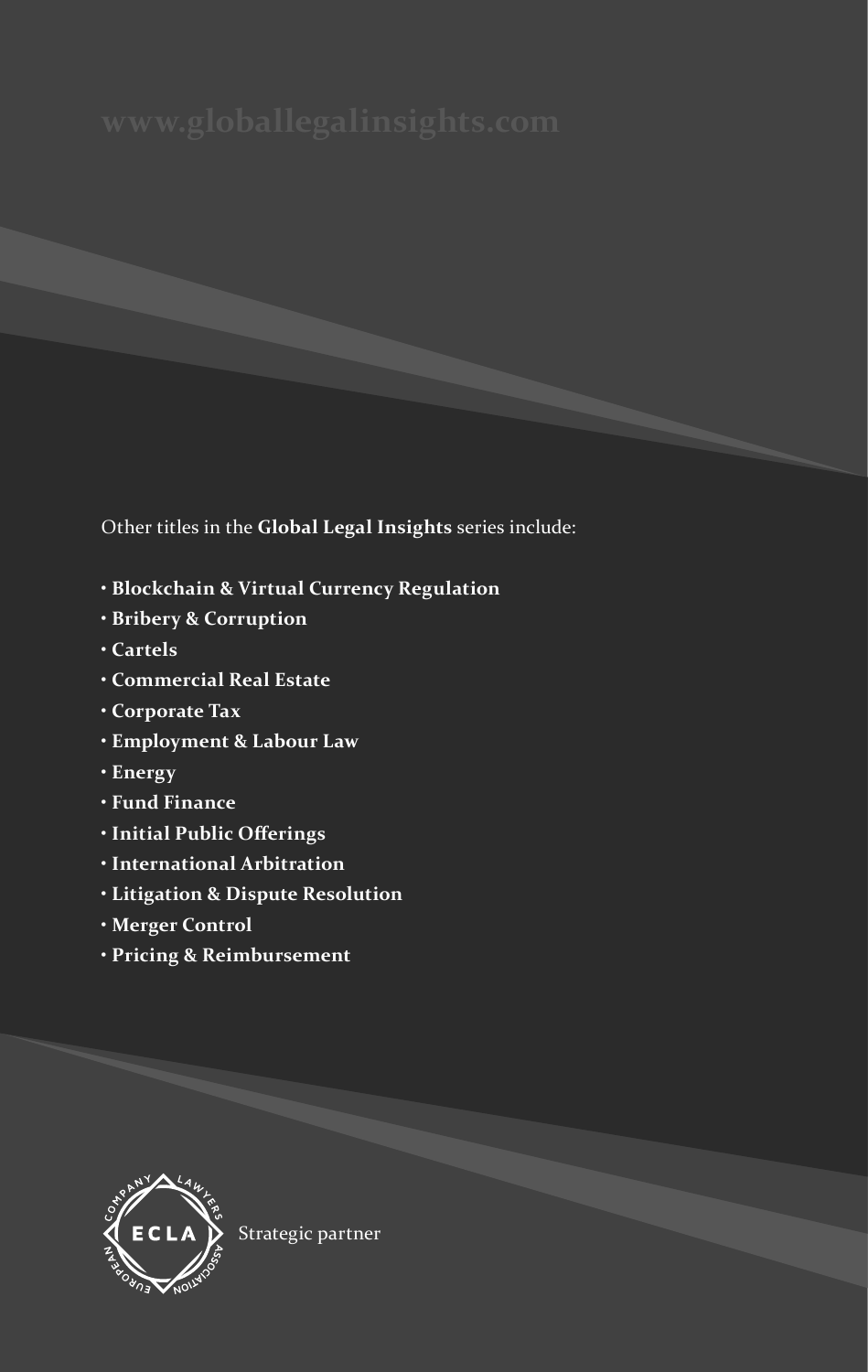www.globallegalinsights.com

Other titles in the **Global Legal Insights** series include:

- **Blockchain & Virtual Currency Regulation**
- **Bribery & Corruption**
- **Cartels**
- **Commercial Real Estate**
- **Corporate Tax**
- **Employment & Labour Law**
- **Energy**
- **Fund Finance**
- **Initial Public Offerings**
- **International Arbitration**
- **Litigation & Dispute Resolution**
- **Merger Control**
- **Pricing & Reimbursement**

ECLA European Company Lawyers Association

Strategic partner